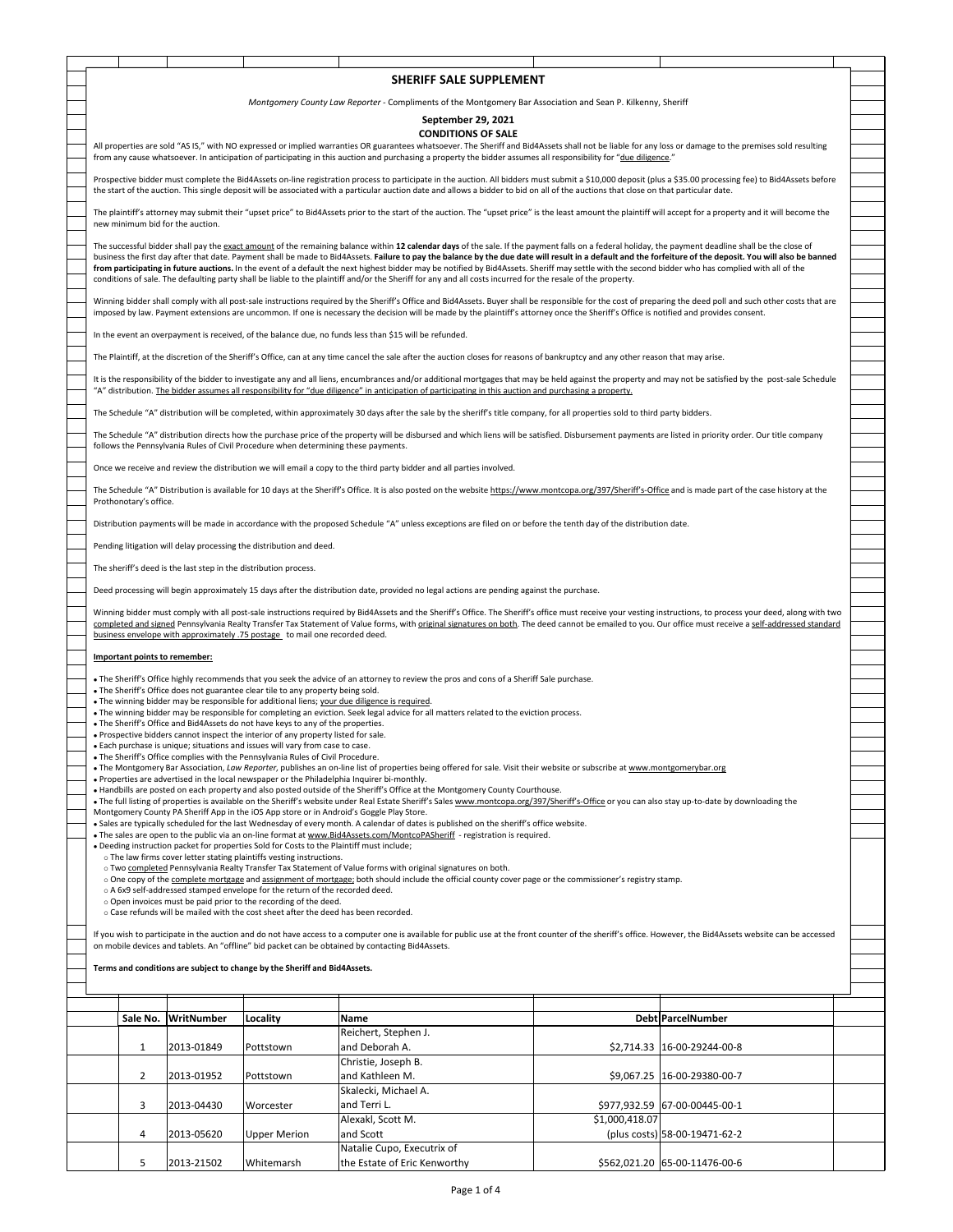# SHERIFF SALE SUPPLEMENT

*Montgomery County Law Reporter* - Compliments of the Montgomery Bar Association and Sean P. Kilkenny, Sheriff

**September 29, 2021**

**CONDITIONS OF SALE**

All properties are sold "AS IS," with NO expressed or implied warranties OR guarantees whatsoever. The Sheriff and Bid4Assets shall not be liable for any loss or damage to the premises sold resulting from any cause whatsoever. In anticipation of participating in this auction and purchasing a property the bidder assumes all responsibility for "due diligence."

Prospective bidder must complete the Bid4Assets on-line registration process to participate in the auction. All bidders must submit a $10,000 deposit (plus a $35.00 processing fee) to Bid4Assets before the start of the auction. This single deposit will be associated with a particular auction date and allows a bidder to bid on all of the auctions that close on that particular date.

The plaintiff's attorney may submit their "upset price" to Bid4Assets prior to the start of the auction. The "upset price" is the least amount the plaintiff will accept for a property and it will become the new minimum bid for the auction.

The successful bidder shall pay the exact amount of the remaining balance within **12 calendar days** of the sale. If the payment falls on a federal holiday, the payment deadline shall be the close of business the first day after that date. Payment shall be made to Bid4Assets. **Failure to pay the balance by the due date will result in a default and the forfeiture of the deposit. You will also be banned from participating in future auctions.** In the event of a default the next highest bidder may be notified by Bid4Assets. Sheriff may settle with the second bidder who has complied with all of the conditions of sale. The defaulting party shall be liable to the plaintiff and/or the Sheriff for any and all costs incurred for the resale of the property.

Winning bidder shall comply with all post-sale instructions required by the Sheriff's Office and Bid4Assets. Buyer shall be responsible for the cost of preparing the deed poll and such other costs that are imposed by law. Payment extensions are uncommon. If one is necessary the decision will be made by the plaintiff's attorney once the Sheriff's Office is notified and provides consent.

In the event an overpayment is received, of the balance due, no funds less than $15 will be refunded.

The Plaintiff, at the discretion of the Sheriff's Office, can at any time cancel the sale after the auction closes for reasons of bankruptcy and any other reason that may arise.

It is the responsibility of the bidder to investigate any and all liens, encumbrances and/or additional mortgages that may be held against the property and may not be satisfied by the post-sale Schedule "A" distribution. The bidder assumes all responsibility for "due diligence" in anticipation of participating in this auction and purchasing a property.

The Schedule "A" distribution will be completed, within approximately 30 days after the sale by the sheriff's title company, for all properties sold to third party bidders.

The Schedule "A" distribution directs how the purchase price of the property will be disbursed and which liens will be satisfied. Disbursement payments are listed in priority order. Our title company follows the Pennsylvania Rules of Civil Procedure when determining these payments.

Once we receive and review the distribution we will email a copy to the third party bidder and all parties involved.

The Schedule "A" Distribution is available for 10 days at the Sheriff's Office. It is also posted on the website https://www.montcopa.org/397/Sheriff's-Office and is made part of the case history at the Prothonotary's office.

Distribution payments will be made in accordance with the proposed Schedule "A" unless exceptions are filed on or before the tenth day of the distribution date.

Pending litigation will delay processing the distribution and deed.

The sheriff's deed is the last step in the distribution process.

Deed processing will begin approximately 15 days after the distribution date, provided no legal actions are pending against the purchase.

Winning bidder must comply with all post-sale instructions required by Bid4Assets and the Sheriff's Office. The Sheriff's office must receive your vesting instructions, to process your deed, along with two completed and signed Pennsylvania Realty Transfer Tax Statement of Value forms, with original signatures on both. The deed cannot be emailed to you. Our office must receive a self-addressed standard business envelope with approximately .75 postage to mail one recorded deed.

**Important points to remember:**

- The Sheriff's Office highly recommends that you seek the advice of an attorney to review the pros and cons of a Sheriff Sale purchase.
- The Sheriff's Office does not guarantee clear tile to any property being sold.
- The winning bidder may be responsible for additional liens; your due diligence is required.
- The winning bidder may be responsible for completing an eviction. Seek legal advice for all matters related to the eviction process.
- The Sheriff's Office and Bid4Assets do not have keys to any of the properties.
- Prospective bidders cannot inspect the interior of any property listed for sale.
- Each purchase is unique; situations and issues will vary from case to case.
- The Sheriff's Office complies with the Pennsylvania Rules of Civil Procedure.
- The Montgomery Bar Association, *Law Reporter*, publishes an on-line list of properties being offered for sale. Visit their website or subscribe at www.montgomerybar.org
- Properties are advertised in the local newspaper or the Philadelphia Inquirer bi-monthly.
- Handbills are posted on each property and also posted outside of the Sheriff's Office at the Montgomery County Courthouse.
- The full listing of properties is available on the Sheriff's website under Real Estate Sheriff's Sales www.montcopa.org/397/Sheriff's-Office or you can also stay up-to-date by downloading the Montgomery County PA Sheriff App in the iOS App store or in Android's Goggle Play Store.
- Sales are typically scheduled for the last Wednesday of every month. A calendar of dates is published on the sheriff's office website.
- The sales are open to the public via an on-line format at www.Bid4Assets.com/MontcoPASheriff - registration is required.
- Deeding instruction packet for properties Sold for Costs to the Plaintiff must include;
  - The law firms cover letter stating plaintiffs vesting instructions.
  - Two completed Pennsylvania Realty Transfer Tax Statement of Value forms with original signatures on both.
  - One copy of the complete mortgage and assignment of mortgage; both should include the official county cover page or the commissioner's registry stamp.
  - A 6x9 self-addressed stamped envelope for the return of the recorded deed.
  - Open invoices must be paid prior to the recording of the deed.
  - Case refunds will be mailed with the cost sheet after the deed has been recorded.

If you wish to participate in the auction and do not have access to a computer one is available for public use at the front counter of the sheriff's office. However, the Bid4Assets website can be accessed on mobile devices and tablets. An "offline" bid packet can be obtained by contacting Bid4Assets.

**Terms and conditions are subject to change by the Sheriff and Bid4Assets.**

| Sale No. | WritNumber | Locality | Name | Debt | ParcelNumber |
|---|---|---|---|---|---|
| 1 | 2013-01849 | Pottstown | Reichert, Stephen J. and Deborah A. | $2,714.33 | 16-00-29244-00-8 |
| 2 | 2013-01952 | Pottstown | Christie, Joseph B. and Kathleen M. | $9,067.25 | 16-00-29380-00-7 |
| 3 | 2013-04430 | Worcester | Skalecki, Michael A. and Terri L. | $977,932.59 | 67-00-00445-00-1 |
| 4 | 2013-05620 | Upper Merion | Alexakl, Scott M. and Scott | $1,000,418.07 (plus costs) | 58-00-19471-62-2 |
| 5 | 2013-21502 | Whitemarsh | Natalie Cupo, Executrix of the Estate of Eric Kenworthy | $562,021.20 | 65-00-11476-00-6 |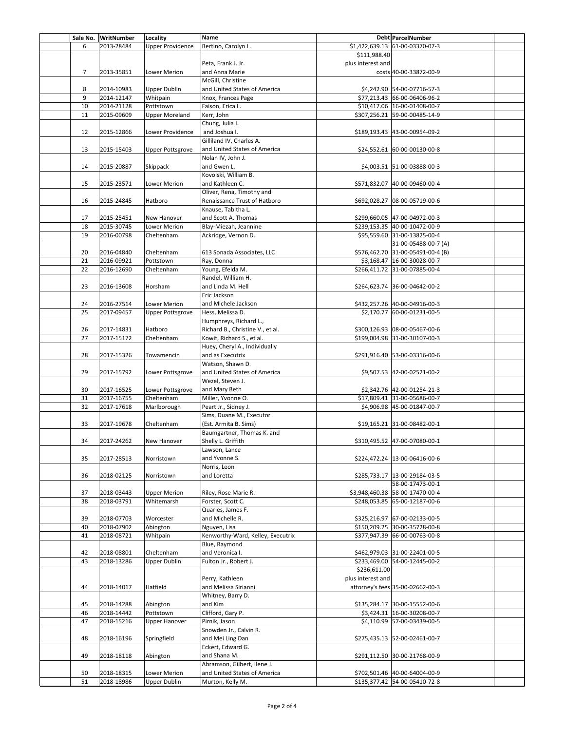| Sale No. | WritNumber | Locality | Name | Debt | ParcelNumber |
|---|---|---|---|---|---|
| 6 | 2013-28484 | Upper Providence | Bertino, Carolyn L. | $1,422,639.13 | 61-00-03370-07-3 |
| 7 | 2013-35851 | Lower Merion | Peta, Frank J. Jr. and Anna Marie | $111,988.40 plus interest and costs | 40-00-33872-00-9 |
| 8 | 2014-10983 | Upper Dublin | McGill, Christine and United States of America | $4,242.90 | 54-00-07716-57-3 |
| 9 | 2014-12147 | Whitpain | Knox, Frances Page | $77,213.43 | 66-00-06406-96-2 |
| 10 | 2014-21128 | Pottstown | Faison, Erica L. | $10,417.06 | 16-00-01408-00-7 |
| 11 | 2015-09609 | Upper Moreland | Kerr, John | $307,256.21 | 59-00-00485-14-9 |
| 12 | 2015-12866 | Lower Providence | Chung, Julia I. and Joshua I. | $189,193.43 | 43-00-00954-09-2 |
| 13 | 2015-15403 | Upper Pottsgrove | Gilliland IV, Charles A. and United States of America | $24,552.61 | 60-00-00130-00-8 |
| 14 | 2015-20887 | Skippack | Nolan IV, John J. and Gwen L. | $4,003.51 | 51-00-03888-00-3 |
| 15 | 2015-23571 | Lower Merion | Kovolski, William B. and Kathleen C. | $571,832.07 | 40-00-09460-00-4 |
| 16 | 2015-24845 | Hatboro | Oliver, Rena, Timothy and Renaissance Trust of Hatboro | $692,028.27 | 08-00-05719-00-6 |
| 17 | 2015-25451 | New Hanover | Knause, Tabitha L. and Scott A. Thomas | $299,660.05 | 47-00-04972-00-3 |
| 18 | 2015-30745 | Lower Merion | Blay-Miezah, Jeannine | $239,153.35 | 40-00-10472-00-9 |
| 19 | 2016-00798 | Cheltenham | Ackridge, Vernon D. | $95,559.60 | 31-00-13825-00-4 |
| 20 | 2016-04840 | Cheltenham | 613 Sonada Associates, LLC | $576,462.70 | 31-00-05488-00-7 (A) 31-00-05491-00-4 (B) |
| 21 | 2016-09921 | Pottstown | Ray, Donna | $3,168.47 | 16-00-30028-00-7 |
| 22 | 2016-12690 | Cheltenham | Young, Efelda M. | $266,411.72 | 31-00-07885-00-4 |
| 23 | 2016-13608 | Horsham | Randel, William H. and Linda M. Hell | $264,623.74 | 36-00-04642-00-2 |
| 24 | 2016-27514 | Lower Merion | Eric Jackson and Michele Jackson | $432,257.26 | 40-00-04916-00-3 |
| 25 | 2017-09457 | Upper Pottsgrove | Hess, Melissa D. | $2,170.77 | 60-00-01231-00-5 |
| 26 | 2017-14831 | Hatboro | Humphreys, Richard L., Richard B., Christine V., et al. | $300,126.93 | 08-00-05467-00-6 |
| 27 | 2017-15172 | Cheltenham | Kowit, Richard S., et al. | $199,004.98 | 31-00-30107-00-3 |
| 28 | 2017-15326 | Towamencin | Huey, Cheryl A., Individually and as Executrix | $291,916.40 | 53-00-03316-00-6 |
| 29 | 2017-15792 | Lower Pottsgrove | Watson, Shawn D. and United States of America | $9,507.53 | 42-00-02521-00-2 |
| 30 | 2017-16525 | Lower Pottsgrove | Wezel, Steven J. and Mary Beth | $2,342.76 | 42-00-01254-21-3 |
| 31 | 2017-16755 | Cheltenham | Miller, Yvonne O. | $17,809.41 | 31-00-05686-00-7 |
| 32 | 2017-17618 | Marlborough | Peart Jr., Sidney J. | $4,906.98 | 45-00-01847-00-7 |
| 33 | 2017-19678 | Cheltenham | Sims, Duane M., Executor (Est. Armita B. Sims) | $19,165.21 | 31-00-08482-00-1 |
| 34 | 2017-24262 | New Hanover | Baumgartner, Thomas K. and Shelly L. Griffith | $310,495.52 | 47-00-07080-00-1 |
| 35 | 2017-28513 | Norristown | Lawson, Lance and Yvonne S. | $224,472.24 | 13-00-06416-00-6 |
| 36 | 2018-02125 | Norristown | Norris, Leon and Loretta | $285,733.17 | 13-00-29184-03-5 |
| 37 | 2018-03443 | Upper Merion | Riley, Rose Marie R. | $3,948,460.38 | 58-00-17473-00-1 58-00-17470-00-4 |
| 38 | 2018-03791 | Whitemarsh | Forster, Scott C. | $248,053.85 | 65-00-12187-00-6 |
| 39 | 2018-07703 | Worcester | Quarles, James F. and Michelle R. | $325,216.97 | 67-00-02133-00-5 |
| 40 | 2018-07902 | Abington | Nguyen, Lisa | $150,209.25 | 30-00-35728-00-8 |
| 41 | 2018-08721 | Whitpain | Kenworthy-Ward, Kelley, Executrix | $377,947.39 | 66-00-00763-00-8 |
| 42 | 2018-08801 | Cheltenham | Blue, Raymond and Veronica I. | $462,979.03 | 31-00-22401-00-5 |
| 43 | 2018-13286 | Upper Dublin | Fulton Jr., Robert J. | $233,469.00 | 54-00-12445-00-2 |
| 44 | 2018-14017 | Hatfield | Perry, Kathleen and Melissa Sirianni | $236,611.00 plus interest and attorney's fees | 35-00-02662-00-3 |
| 45 | 2018-14288 | Abington | Whitney, Barry D. and Kim | $135,284.17 | 30-00-15552-00-6 |
| 46 | 2018-14442 | Pottstown | Clifford, Gary P. | $3,424.31 | 16-00-30208-00-7 |
| 47 | 2018-15216 | Upper Hanover | Pirnik, Jason | $4,110.99 | 57-00-03439-00-5 |
| 48 | 2018-16196 | Springfield | Snowden Jr., Calvin R. and Mei Ling Dan | $275,435.13 | 52-00-02461-00-7 |
| 49 | 2018-18118 | Abington | Eckert, Edward G. and Shana M. | $291,112.50 | 30-00-21768-00-9 |
| 50 | 2018-18315 | Lower Merion | Abramson, Gilbert, Ilene J. and United States of America | $702,501.46 | 40-00-64004-00-9 |
| 51 | 2018-18986 | Upper Dublin | Murton, Kelly M. | $135,377.42 | 54-00-05410-72-8 |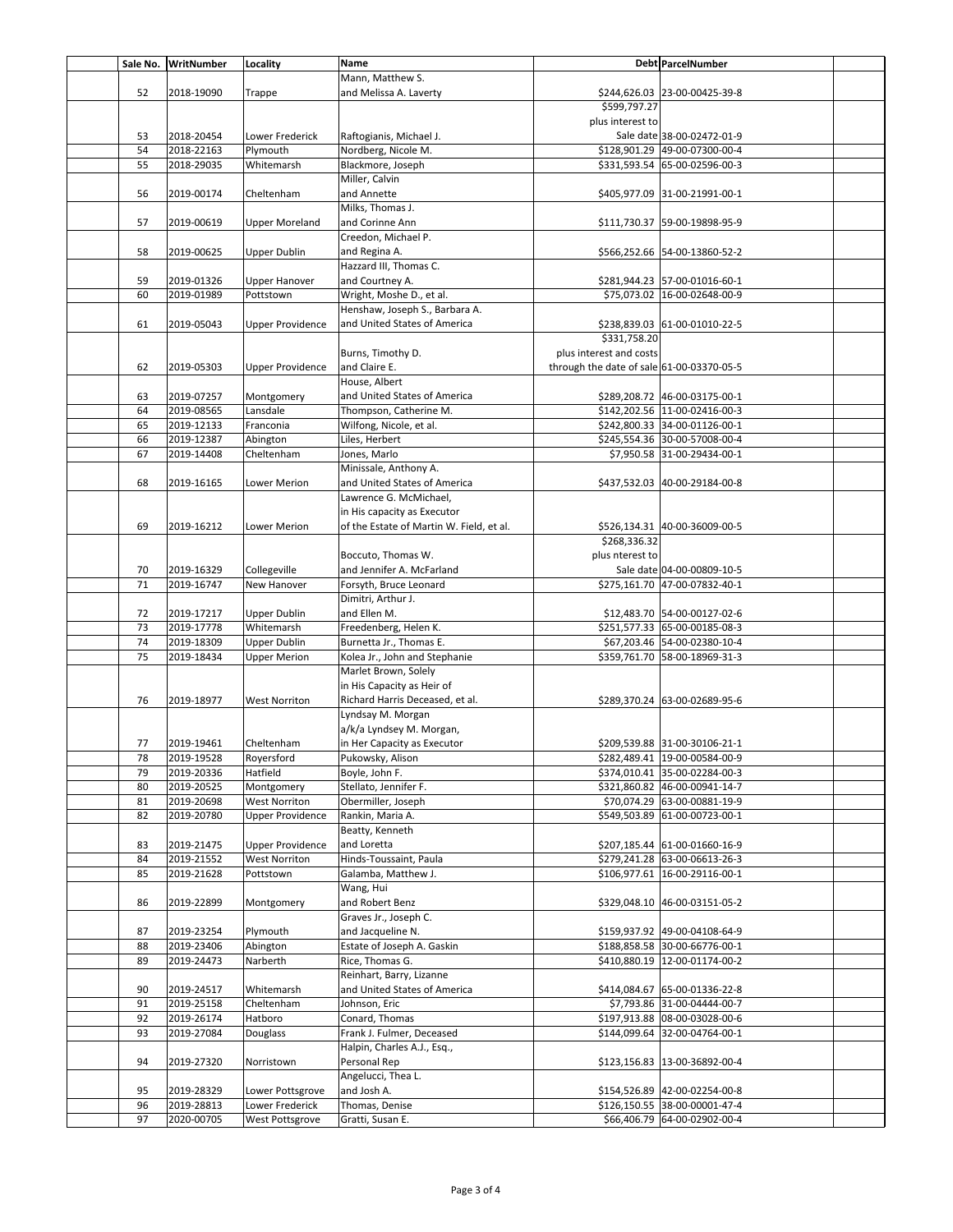| Sale No. | WritNumber | Locality | Name | Debt | ParcelNumber |
|---|---|---|---|---|---|
| 52 | 2018-19090 | Trappe | Mann, Matthew S. and Melissa A. Laverty | $244,626.03 | 23-00-00425-39-8 |
| 53 | 2018-20454 | Lower Frederick | Raftogianis, Michael J. | $599,797.27 plus interest to Sale date | 38-00-02472-01-9 |
| 54 | 2018-22163 | Plymouth | Nordberg, Nicole M. | $128,901.29 | 49-00-07300-00-4 |
| 55 | 2018-29035 | Whitemarsh | Blackmore, Joseph | $331,593.54 | 65-00-02596-00-3 |
| 56 | 2019-00174 | Cheltenham | Miller, Calvin and Annette | $405,977.09 | 31-00-21991-00-1 |
| 57 | 2019-00619 | Upper Moreland | Milks, Thomas J. and Corinne Ann | $111,730.37 | 59-00-19898-95-9 |
| 58 | 2019-00625 | Upper Dublin | Creedon, Michael P. and Regina A. | $566,252.66 | 54-00-13860-52-2 |
| 59 | 2019-01326 | Upper Hanover | Hazzard III, Thomas C. and Courtney A. | $281,944.23 | 57-00-01016-60-1 |
| 60 | 2019-01989 | Pottstown | Wright, Moshe D., et al. | $75,073.02 | 16-00-02648-00-9 |
| 61 | 2019-05043 | Upper Providence | Henshaw, Joseph S., Barbara A. and United States of America | $238,839.03 | 61-00-01010-22-5 |
| 62 | 2019-05303 | Upper Providence | Burns, Timothy D. and Claire E. | $331,758.20 plus interest and costs through the date of sale | 61-00-03370-05-5 |
| 63 | 2019-07257 | Montgomery | House, Albert and United States of America | $289,208.72 | 46-00-03175-00-1 |
| 64 | 2019-08565 | Lansdale | Thompson, Catherine M. | $142,202.56 | 11-00-02416-00-3 |
| 65 | 2019-12133 | Franconia | Wilfong, Nicole, et al. | $242,800.33 | 34-00-01126-00-1 |
| 66 | 2019-12387 | Abington | Liles, Herbert | $245,554.36 | 30-00-57008-00-4 |
| 67 | 2019-14408 | Cheltenham | Jones, Marlo | $7,950.58 | 31-00-29434-00-1 |
| 68 | 2019-16165 | Lower Merion | Minissale, Anthony A. and United States of America | $437,532.03 | 40-00-29184-00-8 |
| 69 | 2019-16212 | Lower Merion | Lawrence G. McMichael, in His capacity as Executor of the Estate of Martin W. Field, et al. | $526,134.31 | 40-00-36009-00-5 |
| 70 | 2019-16329 | Collegeville | Boccuto, Thomas W. and Jennifer A. McFarland | $268,336.32 plus nterest to Sale date | 04-00-00809-10-5 |
| 71 | 2019-16747 | New Hanover | Forsyth, Bruce Leonard | $275,161.70 | 47-00-07832-40-1 |
| 72 | 2019-17217 | Upper Dublin | Dimitri, Arthur J. and Ellen M. | $12,483.70 | 54-00-00127-02-6 |
| 73 | 2019-17778 | Whitemarsh | Freedenberg, Helen K. | $251,577.33 | 65-00-00185-08-3 |
| 74 | 2019-18309 | Upper Dublin | Burnetta Jr., Thomas E. | $67,203.46 | 54-00-02380-10-4 |
| 75 | 2019-18434 | Upper Merion | Kolea Jr., John and Stephanie | $359,761.70 | 58-00-18969-31-3 |
| 76 | 2019-18977 | West Norriton | Marlet Brown, Solely in His Capacity as Heir of Richard Harris Deceased, et al. | $289,370.24 | 63-00-02689-95-6 |
| 77 | 2019-19461 | Cheltenham | Lyndsay M. Morgan a/k/a Lyndsey M. Morgan, in Her Capacity as Executor | $209,539.88 | 31-00-30106-21-1 |
| 78 | 2019-19528 | Royersford | Pukowsky, Alison | $282,489.41 | 19-00-00584-00-9 |
| 79 | 2019-20336 | Hatfield | Boyle, John F. | $374,010.41 | 35-00-02284-00-3 |
| 80 | 2019-20525 | Montgomery | Stellato, Jennifer F. | $321,860.82 | 46-00-00941-14-7 |
| 81 | 2019-20698 | West Norriton | Obermiller, Joseph | $70,074.29 | 63-00-00881-19-9 |
| 82 | 2019-20780 | Upper Providence | Rankin, Maria A. | $549,503.89 | 61-00-00723-00-1 |
| 83 | 2019-21475 | Upper Providence | Beatty, Kenneth and Loretta | $207,185.44 | 61-00-01660-16-9 |
| 84 | 2019-21552 | West Norriton | Hinds-Toussaint, Paula | $279,241.28 | 63-00-06613-26-3 |
| 85 | 2019-21628 | Pottstown | Galamba, Matthew J. | $106,977.61 | 16-00-29116-00-1 |
| 86 | 2019-22899 | Montgomery | Wang, Hui and Robert Benz | $329,048.10 | 46-00-03151-05-2 |
| 87 | 2019-23254 | Plymouth | Graves Jr., Joseph C. and Jacqueline N. | $159,937.92 | 49-00-04108-64-9 |
| 88 | 2019-23406 | Abington | Estate of Joseph A. Gaskin | $188,858.58 | 30-00-66776-00-1 |
| 89 | 2019-24473 | Narberth | Rice, Thomas G. | $410,880.19 | 12-00-01174-00-2 |
| 90 | 2019-24517 | Whitemarsh | Reinhart, Barry, Lizanne and United States of America | $414,084.67 | 65-00-01336-22-8 |
| 91 | 2019-25158 | Cheltenham | Johnson, Eric | $7,793.86 | 31-00-04444-00-7 |
| 92 | 2019-26174 | Hatboro | Conard, Thomas | $197,913.88 | 08-00-03028-00-6 |
| 93 | 2019-27084 | Douglass | Frank J. Fulmer, Deceased | $144,099.64 | 32-00-04764-00-1 |
| 94 | 2019-27320 | Norristown | Halpin, Charles A.J., Esq., Personal Rep | $123,156.83 | 13-00-36892-00-4 |
| 95 | 2019-28329 | Lower Pottsgrove | Angelucci, Thea L. and Josh A. | $154,526.89 | 42-00-02254-00-8 |
| 96 | 2019-28813 | Lower Frederick | Thomas, Denise | $126,150.55 | 38-00-00001-47-4 |
| 97 | 2020-00705 | West Pottsgrove | Gratti, Susan E. | $66,406.79 | 64-00-02902-00-4 |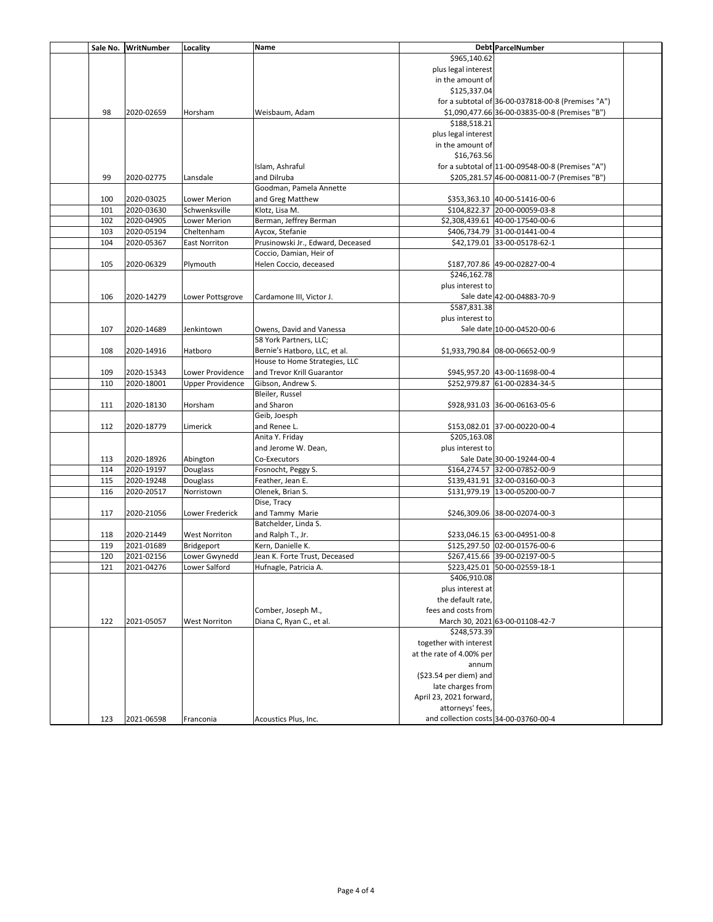| Sale No. | WritNumber | Locality | Name | Debt | ParcelNumber |
|---|---|---|---|---|---|
| 98 | 2020-02659 | Horsham | Weisbaum, Adam | $965,140.62 plus legal interest in the amount of $125,337.04 for a subtotal of $1,090,477.66 | 36-00-037818-00-8 (Premises "A") 36-00-03835-00-8 (Premises "B") |
| 99 | 2020-02775 | Lansdale | Islam, Ashraful and Dilruba | $188,518.21 plus legal interest in the amount of $16,763.56 for a subtotal of $205,281.57 | 11-00-09548-00-8 (Premises "A") 46-00-00811-00-7 (Premises "B") |
| 100 | 2020-03025 | Lower Merion | Goodman, Pamela Annette and Greg Matthew | $353,363.10 | 40-00-51416-00-6 |
| 101 | 2020-03630 | Schwenksville | Klotz, Lisa M. | $104,822.37 | 20-00-00059-03-8 |
| 102 | 2020-04905 | Lower Merion | Berman, Jeffrey Berman | $2,308,439.61 | 40-00-17540-00-6 |
| 103 | 2020-05194 | Cheltenham | Aycox, Stefanie | $406,734.79 | 31-00-01441-00-4 |
| 104 | 2020-05367 | East Norriton | Prusinowski Jr., Edward, Deceased | $42,179.01 | 33-00-05178-62-1 |
| 105 | 2020-06329 | Plymouth | Coccio, Damian, Heir of Helen Coccio, deceased | $187,707.86 | 49-00-02827-00-4 |
| 106 | 2020-14279 | Lower Pottsgrove | Cardamone III, Victor J. | $246,162.78 plus interest to Sale date | 42-00-04883-70-9 |
| 107 | 2020-14689 | Jenkintown | Owens, David and Vanessa | $587,831.38 plus interest to Sale date | 10-00-04520-00-6 |
| 108 | 2020-14916 | Hatboro | 58 York Partners, LLC; Bernie's Hatboro, LLC, et al. | $1,933,790.84 | 08-00-06652-00-9 |
| 109 | 2020-15343 | Lower Providence | House to Home Strategies, LLC and Trevor Krill Guarantor | $945,957.20 | 43-00-11698-00-4 |
| 110 | 2020-18001 | Upper Providence | Gibson, Andrew S. | $252,979.87 | 61-00-02834-34-5 |
| 111 | 2020-18130 | Horsham | Bleiler, Russel and Sharon | $928,931.03 | 36-00-06163-05-6 |
| 112 | 2020-18779 | Limerick | Geib, Joesph and Renee L. | $153,082.01 | 37-00-00220-00-4 |
| 113 | 2020-18926 | Abington | Anita Y. Friday and Jerome W. Dean, Co-Executors | $205,163.08 plus interest to Sale Date | 30-00-19244-00-4 |
| 114 | 2020-19197 | Douglass | Fosnocht, Peggy S. | $164,274.57 | 32-00-07852-00-9 |
| 115 | 2020-19248 | Douglass | Feather, Jean E. | $139,431.91 | 32-00-03160-00-3 |
| 116 | 2020-20517 | Norristown | Olenek, Brian S. | $131,979.19 | 13-00-05200-00-7 |
| 117 | 2020-21056 | Lower Frederick | Dise, Tracy and Tammy Marie | $246,309.06 | 38-00-02074-00-3 |
| 118 | 2020-21449 | West Norriton | Batchelder, Linda S. and Ralph T., Jr. | $233,046.15 | 63-00-04951-00-8 |
| 119 | 2021-01689 | Bridgeport | Kern, Danielle K. | $125,297.50 | 02-00-01576-00-6 |
| 120 | 2021-02156 | Lower Gwynedd | Jean K. Forte Trust, Deceased | $267,415.66 | 39-00-02197-00-5 |
| 121 | 2021-04276 | Lower Salford | Hufnagle, Patricia A. | $223,425.01 | 50-00-02559-18-1 |
| 122 | 2021-05057 | West Norriton | Comber, Joseph M., Diana C, Ryan C., et al. | $406,910.08 plus interest at the default rate, fees and costs from March 30, 2021 | 63-00-01108-42-7 |
| 123 | 2021-06598 | Franconia | Acoustics Plus, Inc. | $248,573.39 together with interest at the rate of 4.00% per annum ($23.54 per diem) and late charges from April 23, 2021 forward, attorneys' fees, and collection costs | 34-00-03760-00-4 |